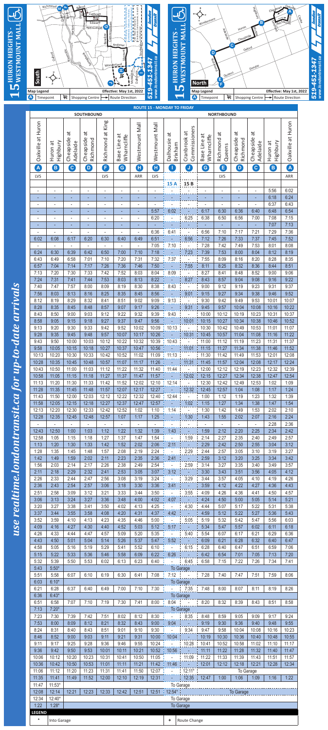# 15 HURON HEIGHTS - WESTMOUNT MALL

**South**

Map Legend: Ⓐ Timepoint | Shopping Centre | → Route Direction

Effective: May 1st, 2022

519-451-1347 | www.londontransit.ca

# 15 HURON HEIGHTS - WESTMOUNT MALL

**North**

Map Legend: Ⓐ Timepoint | Shopping Centre | → Route Direction

Effective: May 1st, 2022

519-451-1347 | www.londontransit.ca

## ROUTE 15 - MONDAY TO FRIDAY

*use realtime.londontransit.ca for up-to-date arrivals*

| SOUTHBOUND | | | | | | | NORTHBOUND | | | | | | | | |
|---|---|---|---|---|---|---|---|---|---|---|---|---|---|---|---|
| Oakville at Huron | Huron at Highbury | Cheapside at Adelaide | Cheapside at Richmond | Richmond at King | Base Line at Wharncliffe | Westmount Mall | Westmount Mall | Dalhousie at Brikham | Cranbrook at Commissioners | Base Line at Wharncliffe | Richmond at Queens | Cheapside at Richmond | Cheapside at Adelaide | Huron at Highbury | Oakville at Huron |
| A | B | C | D | F | G | H | H | I | J | G | E | D | C | B | A |
| LVS | | | | LVS | | ARR | LVS | 15 A | 15 B | | LVS | | | | ARR |
| - | - | - | - | - | - | - | - | - | - | - | - | - | - | 5:56 | 6:02 |
| - | - | - | - | - | - | - | - | - | - | - | - | - | - | 6:18 | 6:24 |
| - | - | - | - | - | - | - | - | - | - | - | - | - | - | 6:37 | 6:43 |
| - | - | - | - | - | - | - | 5:57 | 6:02 | - | 6:17 | 6:30 | 6:36 | 6:40 | 6:48 | 6:54 |
| - | - | - | - | - | - | - | 6:20 | - | 6:25 | 6:38 | 6:50 | 6:56 | 7:00 | 7:08 | 7:15 |
| - | - | - | - | - | - | - | - | - | - | - | - | - | - | 7:07 | 7:13 |
| - | - | - | - | - | - | - | 6:36 | 6:41 | - | 6:56 | 7:10 | 7:17 | 7:21 | 7:29 | 7:36 |
| 6:02 | 6:08 | 6:17 | 6:20 | 6:30 | 6:40 | 6:49 | 6:51 | - | 6:56 | 7:12 | 7:26 | 7:33 | 7:37 | 7:45 | 7:52 |
| - | - | - | - | - | - | - | 7:05 | 7:10 | - | 7:28 | 7:42 | 7:49 | 7:53 | 8:01 | 8:08 |
| 6:24 | 6:30 | 6:39 | 6:42 | 6:50 | 7:00 | 7:10 | 7:18 | - | 7:23 | 7:39 | 7:53 | 8:00 | 8:04 | 8:12 | 8:19 |
| 6:43 | 6:49 | 6:58 | 7:01 | 7:10 | 7:20 | 7:31 | 7:32 | 7:37 | - | 7:55 | 8:09 | 8:16 | 8:20 | 8:28 | 8:35 |
| 6:57 | 7:04 | 7:14 | 7:17 | 7:26 | 7:36 | 7:46 | 7:50 | - | 7:55 | 8:11 | 8:25 | 8:32 | 8:36 | 8:44 | 8:51 |
| 7:13 | 7:20 | 7:30 | 7:33 | 7:42 | 7:52 | 8:03 | 8:04 | 8:09 | - | 8:27 | 8:41 | 8:48 | 8:52 | 9:00 | 9:06 |
| 7:24 | 7:31 | 7:41 | 7:44 | 7:53 | 8:03 | 8:13 | 8:22 | - | 8:27 | 8:43 | 8:57 | 9:04 | 9:08 | 9:16 | 9:22 |
| 7:40 | 7:47 | 7:57 | 8:00 | 8:09 | 8:19 | 8:30 | 8:38 | 8:43 | - | 9:00 | 9:12 | 9:19 | 9:23 | 9:31 | 9:37 |
| 7:56 | 8:03 | 8:13 | 8:16 | 8:25 | 8:35 | 8:45 | 8:56 | - | 9:01 | 9:15 | 9:27 | 9:34 | 9:38 | 9:46 | 9:52 |
| 8:12 | 8:19 | 8:29 | 8:32 | 8:41 | 8:51 | 9:02 | 9:09 | 9:13 | - | 9:30 | 9:42 | 9:49 | 9:53 | 10:01 | 10:07 |
| 8:28 | 8:35 | 8:45 | 8:48 | 8:57 | 9:07 | 9:17 | 9:26 | - | 9:31 | 9:45 | 9:57 | 10:04 | 10:08 | 10:16 | 10:22 |
| 8:43 | 8:50 | 9:00 | 9:03 | 9:12 | 9:22 | 9:32 | 9:39 | 9:43 | - | 10:00 | 10:12 | 10:19 | 10:23 | 10:31 | 10:37 |
| 8:58 | 9:05 | 9:15 | 9:18 | 9:27 | 9:37 | 9:47 | 9:56 | - | 10:01 | 10:15 | 10:27 | 10:34 | 10:38 | 10:46 | 10:52 |
| 9:13 | 9:20 | 9:30 | 9:33 | 9:42 | 9:52 | 10:02 | 10:09 | 10:13 | - | 10:30 | 10:42 | 10:49 | 10:53 | 11:01 | 11:07 |
| 9:28 | 9:35 | 9:45 | 9:48 | 9:57 | 10:07 | 10:17 | 10:26 | - | 10:31 | 10:45 | 10:57 | 11:04 | 11:08 | 11:16 | 11:22 |
| 9:43 | 9:50 | 10:00 | 10:03 | 10:12 | 10:22 | 10:32 | 10:39 | 10:43 | - | 11:00 | 11:12 | 11:19 | 11:23 | 11:31 | 11:37 |
| 9:58 | 10:05 | 10:15 | 10:18 | 10:27 | 10:37 | 10:47 | 10:56 | - | 11:01 | 11:15 | 11:27 | 11:34 | 11:38 | 11:46 | 11:52 |
| 10:13 | 10:20 | 10:30 | 10:33 | 10:42 | 10:52 | 11:02 | 11:09 | 11:13 | - | 11:30 | 11:42 | 11:49 | 11:53 | 12:01 | 12:08 |
| 10:28 | 10:35 | 10:45 | 10:48 | 10:57 | 11:07 | 11:17 | 11:26 | - | 11:31 | 11:45 | 11:57 | 12:04 | 12:08 | 12:17 | 12:24 |
| 10:43 | 10:50 | 11:00 | 11:03 | 11:12 | 11:22 | 11:32 | 11:40 | 11:44 | - | 12:00 | 12:12 | 12:19 | 12:23 | 12:32 | 12:39 |
| 10:58 | 11:05 | 11:15 | 11:18 | 11:27 | 11:37 | 11:47 | 11:57 | - | 12:02 | 12:15 | 12:27 | 12:34 | 12:38 | 12:47 | 12:54 |
| 11:13 | 11:20 | 11:30 | 11:33 | 11:42 | 11:52 | 12:02 | 12:10 | 12:14 | - | 12:30 | 12:42 | 12:49 | 12:53 | 1:02 | 1:09 |
| 11:28 | 11:35 | 11:45 | 11:48 | 11:57 | 12:07 | 12:17 | 12:27 | - | 12:32 | 12:45 | 12:57 | 1:04 | 1:08 | 1:17 | 1:24 |
| 11:43 | 11:50 | 12:00 | 12:03 | 12:12 | 12:22 | 12:32 | 12:40 | 12:44 | - | 1:00 | 1:12 | 1:19 | 1:23 | 1:32 | 1:39 |
| 11:58 | 12:05 | 12:15 | 12:18 | 12:27 | 12:37 | 12:47 | 12:57 | - | 1:02 | 1:15 | 1:27 | 1:34 | 1:38 | 1:47 | 1:54 |
| 12:13 | 12:20 | 12:30 | 12:33 | 12:42 | 12:52 | 1:02 | 1:10 | 1:14 | - | 1:30 | 1:42 | 1:49 | 1:53 | 2:02 | 2:10 |
| 12:28 | 12:35 | 12:45 | 12:48 | 12:57 | 1:07 | 1:17 | 1:25 | - | 1:30 | 1:43 | 1:55 | 2:02 | 2:07 | 2:16 | 2:24 |
| - | - | - | - | - | - | - | - | - | - | - | - | - | - | 2:28 | 2:36 |
| 12:43 | 12:50 | 1:00 | 1:03 | 1:12 | 1:22 | 1:32 | 1:39 | 1:43 | - | 1:59 | 2:12 | 2:20 | 2:25 | 2:34 | 2:42 |
| 12:58 | 1:05 | 1:15 | 1:18 | 1:27 | 1:37 | 1:47 | 1:54 | - | 1:59 | 2:14 | 2:27 | 2:35 | 2:40 | 2:49 | 2:57 |
| 1:13 | 1:20 | 1:30 | 1:33 | 1:42 | 1:52 | 2:02 | 2:06 | 2:11 | - | 2:29 | 2:42 | 2:50 | 2:55 | 3:04 | 3:12 |
| 1:28 | 1:35 | 1:45 | 1:48 | 1:57 | 2:08 | 2:19 | 2:24 | - | 2:29 | 2:44 | 2:57 | 3:05 | 3:10 | 3:19 | 3:27 |
| 1:42 | 1:49 | 1:59 | 2:02 | 2:11 | 2:23 | 2:35 | 2:36 | 2:41 | - | 2:59 | 3:12 | 3:20 | 3:25 | 3:34 | 3:42 |
| 1:56 | 2:03 | 2:14 | 2:17 | 2:26 | 2:38 | 2:49 | 2:54 | - | 2:59 | 3:14 | 3:27 | 3:35 | 3:40 | 3:49 | 3:57 |
| 2:11 | 2:18 | 2:29 | 2:32 | 2:41 | 2:53 | 3:05 | 3:07 | 3:12 | - | 3:30 | 3:43 | 3:51 | 3:56 | 4:05 | 4:12 |
| 2:26 | 2:33 | 2:44 | 2:47 | 2:56 | 3:08 | 3:19 | 3:24 | - | 3:29 | 3:44 | 3:57 | 4:05 | 4:10 | 4:19 | 4:26 |
| 2:36 | 2:43 | 2:54 | 2:57 | 3:06 | 3:18 | 3:30 | 3:36 | 3:41 | - | 3:59 | 4:12 | 4:22 | 4:27 | 4:36 | 4:43 |
| 2:51 | 2:58 | 3:09 | 3:12 | 3:21 | 3:33 | 3:44 | 3:50 | - | 3:55 | 4:09 | 4:26 | 4:36 | 4:41 | 4:50 | 4:57 |
| 3:06 | 3:13 | 3:24 | 3:27 | 3:36 | 3:48 | 4:00 | 4:02 | 4:07 | - | 4:24 | 4:50 | 5:00 | 5:05 | 5:14 | 5:21 |
| 3:20 | 3:27 | 3:38 | 3:41 | 3:50 | 4:02 | 4:13 | 4:25 | - | 4:30 | 4:44 | 5:07 | 5:17 | 5:22 | 5:31 | 5:38 |
| 3:37 | 3:44 | 3:55 | 3:58 | 4:08 | 4:20 | 4:31 | 4:37 | 4:42 | - | 4:59 | 5:12 | 5:22 | 5:27 | 5:36 | 5:43 |
| 3:52 | 3:59 | 4:10 | 4:13 | 4:23 | 4:35 | 4:46 | 5:00 | - | 5:05 | 5:19 | 5:32 | 5:42 | 5:47 | 5:56 | 6:03 |
| 4:09 | 4:16 | 4:27 | 4:30 | 4:40 | 4:52 | 5:03 | 5:12 | 5:17 | - | 5:34 | 5:47 | 5:57 | 6:02 | 6:11 | 6:18 |
| 4:26 | 4:33 | 4:44 | 4:47 | 4:57 | 5:09 | 5:20 | 5:35 | - | 5:40 | 5:54 | 6:07 | 6:17 | 6:21 | 6:29 | 6:36 |
| 4:43 | 4:50 | 5:01 | 5:04 | 5:14 | 5:26 | 5:37 | 5:47 | 5:52 | - | 6:09 | 6:21 | 6:28 | 6:32 | 6:40 | 6:47 |
| 4:58 | 5:05 | 5:16 | 5:19 | 5:29 | 5:41 | 5:52 | 6:10 | - | 6:15 | 6:28 | 6:40 | 6:47 | 6:51 | 6:59 | 7:06 |
| 5:15 | 5:22 | 5:33 | 5:36 | 5:46 | 5:58 | 6:09 | 6:22 | 6:26 | - | 6:42 | 6:54 | 7:01 | 7:05 | 7:13 | 7:20 |
| 5:32 | 5:39 | 5:50 | 5:53 | 6:02 | 6:13 | 6:23 | 6:40 | - | 6:45 | 6:58 | 7:15 | 7:22 | 7:26 | 7:34 | 7:41 |
| 5:43 | 5:50* | To Garage | | | | | | | | | | | | | |
| 5:51 | 5:58 | 6:07 | 6:10 | 6:19 | 6:30 | 6:41 | 7:08 | 7:12 | - | 7:28 | 7:40 | 7:47 | 7:51 | 7:59 | 8:06 |
| 6:03 | 6:10* | To Garage | | | | | | | | | | | | | |
| 6:21 | 6:28 | 6:37 | 6:40 | 6:49 | 7:00 | 7:10 | 7:30 | - | 7:35 | 7:48 | 8:00 | 8:07 | 8:11 | 8:19 | 8:26 |
| 6:36 | 6:43* | To Garage | | | | | | | | | | | | | |
| 6:51 | 6:58 | 7:07 | 7:10 | 7:19 | 7:30 | 7:41 | 8:00 | 8:04 | - | 8:20 | 8:32 | 8:39 | 8:43 | 8:51 | 8:58 |
| 7:13 | 7:20* | To Garage | | | | | | | | | | | | | |
| 7:23 | 7:30 | 7:39 | 7:42 | 7:51 | 8:02 | 8:12 | 8:30 | - | 8:35 | 8:48 | 8:59 | 9:05 | 9:09 | 9:17 | 9:24 |
| 7:53 | 8:00 | 8:09 | 8:12 | 8:21 | 8:32 | 8:43 | 9:00 | 9:04 | - | 9:19 | 9:30 | 9:36 | 9:40 | 9:48 | 9:55 |
| 8:24 | 8:31 | 8:40 | 8:43 | 8:51 | 9:01 | 9:10 | 9:30 | - | 9:34 | 9:47 | 9:58 | 10:04 | 10:08 | 10:16 | 10:23 |
| 8:46 | 8:52 | 9:00 | 9:03 | 9:11 | 9:21 | 9:31 | 10:00 | 10:04 | - | 10:19 | 10:30 | 10:36 | 10:40 | 10:48 | 10:55 |
| 9:11 | 9:17 | 9:25 | 9:28 | 9:36 | 9:46 | 9:55 | 10:24 | - | 10:28 | 10:41 | 10:52 | 10:58 | 11:02 | 11:10 | 11:17 |
| 9:36 | 9:42 | 9:50 | 9:53 | 10:01 | 10:11 | 10:21 | 10:52 | 10:56 | - | 11:11 | 11:22 | 11:28 | 11:32 | 11:40 | 11:47 |
| 10:06 | 10:12 | 10:20 | 10:23 | 10:31 | 10:41 | 10:50 | 11:05 | - | 11:09 | 11:22 | 11:33 | 11:39 | 11:43 | 11:51 | 11:57 |
| 10:36 | 10:42 | 10:50 | 10:53 | 11:01 | 11:11 | 11:21 | 11:42 | 11:46 | - | 12:01 | 12:12 | 12:18 | 12:21 | 12:28 | 12:34 |
| 11:06 | 11:12 | 11:20 | 11:23 | 11:31 | 11:41 | 11:50 | 12:07 | - | 12:11* | To Garage | | | | | |
| 11:35 | 11:41 | 11:49 | 11:52 | 12:00 | 12:10 | 12:19 | 12:31 | - | 12:35 | 12:47 | 1:00 | 1:06 | 1:09 | 1:16 | 1:22 |
| 11:47 | 11:53* | To Garage | | | | | | | | | | | | | |
| 12:08 | 12:14 | 12:21 | 12:23 | 12:33 | 12:42 | 12:51 | 12:51 | 12:54* | To Garage | | | | | | |
| 12:34 | 12:40* | To Garage | | | | | | | | | | | | | |
| 1:22 | 1:28* | To Garage | | | | | | | | | | | | | |

**LEGEND**

| | | | |
|---|---|---|---|
| * | Into Garage | + | Route Change |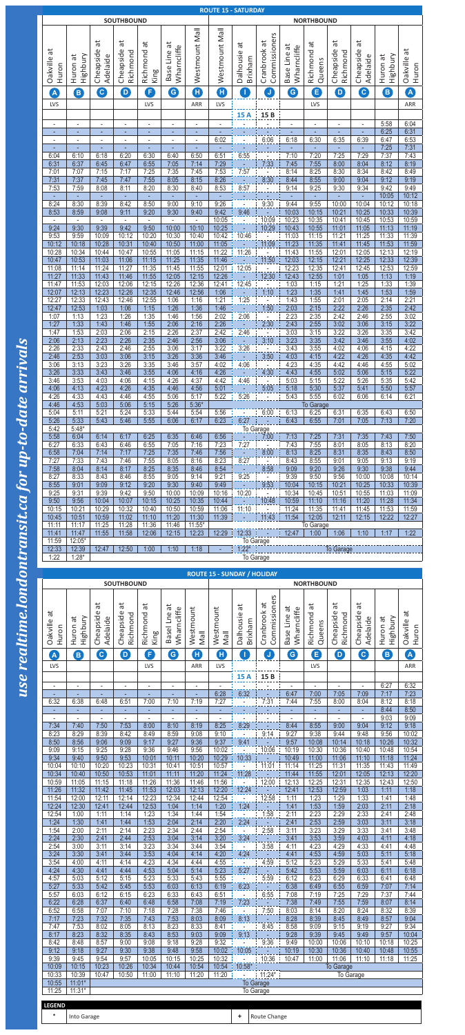*use realtime.londontransit.ca for up-to-date arrivals*

## ROUTE 15 - SATURDAY

| SOUTHBOUND | | | | | | | NORTHBOUND | | | | | | | | |
|---|---|---|---|---|---|---|---|---|---|---|---|---|---|---|---|
| Oakville at Huron | Huron at Highbury | Cheapside at Adelaide | Cheapside at Richmond | Richmond at King | Base Line at Wharncliffe | Westmount Mall | Westmount Mall | Dalhousie at Brixham | Cranbrook at Commissioners | Base Line at Wharncliffe | Richmond at Queens | Cheapside at Richmond | Cheapside at Adelaide | Huron at Highbury | Oakville at Huron |
| A | B | C | D | F | G | H | H | I | J | G | E | D | C | B | A |
| LVS | | | | LVS | | ARR | LVS | | | | LVS | | | | ARR |
| | | | | | | | | 15 A | 15 B | | | | | | |
| - | - | - | - | - | - | - | - | - | - | - | - | - | - | 5:58 | 6:04 |
| - | - | - | - | - | - | - | - | - | - | - | - | - | - | 6:25 | 6:31 |
| - | - | - | - | - | - | - | 6:02 | - | 6:06 | 6:18 | 6:30 | 6:35 | 6:39 | 6:47 | 6:53 |
| - | - | - | - | - | - | - | - | - | - | - | - | - | - | 7:25 | 7:31 |
| 6:04 | 6:10 | 6:18 | 6:20 | 6:30 | 6:40 | 6:50 | 6:51 | 6:55 | - | 7:10 | 7:20 | 7:25 | 7:29 | 7:37 | 7:43 |
| 6:31 | 6:37 | 6:45 | 6:47 | 6:55 | 7:05 | 7:14 | 7:29 | - | 7:33 | 7:45 | 7:55 | 8:00 | 8:04 | 8:12 | 8:19 |
| 7:01 | 7:07 | 7:15 | 7:17 | 7:25 | 7:35 | 7:45 | 7:53 | 7:57 | - | 8:14 | 8:25 | 8:30 | 8:34 | 8:42 | 8:49 |
| 7:31 | 7:37 | 7:45 | 7:47 | 7:55 | 8:05 | 8:15 | 8:26 | - | 8:30 | 8:44 | 8:55 | 9:00 | 9:04 | 9:12 | 9:19 |
| 7:53 | 7:59 | 8:08 | 8:11 | 8:20 | 8:30 | 8:40 | 8:53 | 8:57 | - | 9:14 | 9:25 | 9:30 | 9:34 | 9:42 | 9:49 |
| - | - | - | - | - | - | - | - | - | - | - | - | - | - | 10:05 | 10:12 |
| 8:24 | 8:30 | 8:39 | 8:42 | 8:50 | 9:00 | 9:10 | 9:26 | - | 9:30 | 9:44 | 9:55 | 10:00 | 10:04 | 10:12 | 10:18 |
| 8:53 | 8:59 | 9:08 | 9:11 | 9:20 | 9:30 | 9:40 | 9:42 | 9:46 | - | 10:03 | 10:15 | 10:21 | 10:25 | 10:33 | 10:39 |
| - | - | - | - | - | - | - | 10:05 | - | 10:09 | 10:23 | 10:35 | 10:41 | 10:45 | 10:53 | 10:59 |
| 9:24 | 9:30 | 9:39 | 9:42 | 9:50 | 10:00 | 10:10 | 10:25 | - | 10:29 | 10:43 | 10:55 | 11:01 | 11:05 | 11:13 | 11:19 |
| 9:53 | 9:59 | 10:09 | 10:12 | 10:20 | 10:30 | 10:40 | 10:42 | 10:46 | - | 11:03 | 11:15 | 11:21 | 11:25 | 11:33 | 11:39 |
| 10:12 | 10:18 | 10:28 | 10:31 | 10:40 | 10:50 | 11:00 | 11:05 | - | 11:09 | 11:23 | 11:35 | 11:41 | 11:45 | 11:53 | 11:59 |
| 10:28 | 10:34 | 10:44 | 10:47 | 10:55 | 11:05 | 11:15 | 11:22 | 11:26 | - | 11:43 | 11:55 | 12:01 | 12:05 | 12:13 | 12:19 |
| 10:47 | 10:53 | 11:03 | 11:06 | 11:15 | 11:25 | 11:35 | 11:46 | - | 11:50 | 12:03 | 12:15 | 12:21 | 12:25 | 12:33 | 12:39 |
| 11:08 | 11:14 | 11:24 | 11:27 | 11:35 | 11:45 | 11:55 | 12:01 | 12:05 | - | 12:23 | 12:35 | 12:41 | 12:45 | 12:53 | 12:59 |
| 11:27 | 11:33 | 11:43 | 11:46 | 11:55 | 12:05 | 12:15 | 12:26 | - | 12:30 | 12:43 | 12:55 | 1:01 | 1:05 | 1:13 | 1:19 |
| 11:47 | 11:53 | 12:03 | 12:06 | 12:15 | 12:26 | 12:36 | 12:41 | 12:45 | - | 1:03 | 1:15 | 1:21 | 1:25 | 1:33 | 1:39 |
| 12:07 | 12:13 | 12:23 | 12:26 | 12:35 | 12:46 | 12:56 | 1:06 | - | 1:10 | 1:23 | 1:35 | 1:41 | 1:45 | 1:53 | 1:59 |
| 12:27 | 12:33 | 12:43 | 12:46 | 12:55 | 1:06 | 1:16 | 1:21 | 1:25 | - | 1:43 | 1:55 | 2:01 | 2:05 | 2:14 | 2:21 |
| 12:47 | 12:53 | 1:03 | 1:06 | 1:15 | 1:26 | 1:36 | 1:46 | - | 1:50 | 2:03 | 2:15 | 2:22 | 2:26 | 2:35 | 2:42 |
| 1:07 | 1:13 | 1:23 | 1:26 | 1:35 | 1:46 | 1:56 | 2:02 | 2:06 | - | 2:23 | 2:35 | 2:42 | 2:46 | 2:55 | 3:02 |
| 1:27 | 1:33 | 1:43 | 1:46 | 1:55 | 2:06 | 2:16 | 2:26 | - | 2:30 | 2:43 | 2:55 | 3:02 | 3:06 | 3:15 | 3:22 |
| 1:47 | 1:53 | 2:03 | 2:06 | 2:15 | 2:26 | 2:37 | 2:42 | 2:46 | - | 3:03 | 3:15 | 3:22 | 3:26 | 3:35 | 3:42 |
| 2:06 | 2:13 | 2:23 | 2:26 | 2:35 | 2:46 | 2:56 | 3:06 | - | 3:10 | 3:23 | 3:35 | 3:42 | 3:46 | 3:55 | 4:02 |
| 2:26 | 2:33 | 2:43 | 2:46 | 2:55 | 3:06 | 3:17 | 3:22 | 3:26 | - | 3:43 | 3:55 | 4:02 | 4:06 | 4:15 | 4:22 |
| 2:46 | 2:53 | 3:03 | 3:06 | 3:15 | 3:26 | 3:36 | 3:46 | - | 3:50 | 4:03 | 4:15 | 4:22 | 4:26 | 4:35 | 4:42 |
| 3:06 | 3:13 | 3:23 | 3:26 | 3:35 | 3:46 | 3:57 | 4:02 | 4:06 | - | 4:23 | 4:35 | 4:42 | 4:46 | 4:55 | 5:02 |
| 3:26 | 3:33 | 3:43 | 3:46 | 3:55 | 4:06 | 4:16 | 4:26 | - | 4:30 | 4:43 | 4:55 | 5:02 | 5:06 | 5:15 | 5:22 |
| 3:46 | 3:53 | 4:03 | 4:06 | 4:15 | 4:26 | 4:37 | 4:42 | 4:46 | - | 5:03 | 5:15 | 5:22 | 5:26 | 5:35 | 5:42 |
| 4:06 | 4:13 | 4:23 | 4:26 | 4:35 | 4:46 | 4:56 | 5:01 | - | 5:05 | 5:18 | 5:30 | 5:37 | 5:41 | 5:50 | 5:57 |
| 4:26 | 4:33 | 4:43 | 4:46 | 4:55 | 5:06 | 5:17 | 5:22 | 5:26 | - | 5:43 | 5:55 | 6:02 | 6:06 | 6:14 | 6:21 |
| 4:46 | 4:53 | 5:03 | 5:06 | 5:15 | 5:26 | 5:36* | | | | | To Garage | | | | |
| 5:04 | 5:11 | 5:21 | 5:24 | 5:33 | 5:44 | 5:54 | 5:56 | - | 6:00 | 6:13 | 6:26 | 6:31 | 6:35 | 6:43 | 6:50 |
| 5:26 | 5:33 | 5:43 | 5:46 | 5:55 | 6:06 | 6:17 | 6:23 | 6:27 | - | 6:43 | 6:55 | 7:01 | 7:05 | 7:13 | 7:20 |
| 5:42 | 5:48* | | | | | | | To Garage | | | | | | | |
| 5:58 | 6:04 | 6:14 | 6:17 | 6:25 | 6:35 | 6:46 | 6:56 | - | 7:00 | 7:13 | 7:25 | 7:31 | 7:35 | 7:43 | 7:50 |
| 6:27 | 6:33 | 6:43 | 6:46 | 6:55 | 7:05 | 7:16 | 7:23 | 7:27 | - | 7:43 | 7:55 | 8:01 | 8:05 | 8:13 | 8:20 |
| 6:58 | 7:04 | 7:14 | 7:17 | 7:25 | 7:35 | 7:46 | 7:56 | - | 8:00 | 8:13 | 8:25 | 8:31 | 8:35 | 8:43 | 8:50 |
| 7:27 | 7:33 | 7:43 | 7:46 | 7:55 | 8:05 | 8:16 | 8:23 | 8:27 | - | 8:43 | 8:55 | 9:01 | 9:05 | 9:13 | 9:19 |
| 7:58 | 8:04 | 8:14 | 8:17 | 8:25 | 8:35 | 8:46 | 8:54 | - | 8:58 | 9:09 | 9:20 | 9:26 | 9:30 | 9:38 | 9:44 |
| 8:27 | 8:33 | 8:43 | 8:46 | 8:55 | 9:05 | 9:14 | 9:21 | 9:25 | - | 9:39 | 9:50 | 9:56 | 10:00 | 10:08 | 10:14 |
| 8:55 | 9:01 | 9:09 | 9:12 | 9:20 | 9:30 | 9:40 | 9:49 | - | 9:53 | 10:04 | 10:15 | 10:21 | 10:25 | 10:33 | 10:39 |
| 9:25 | 9:31 | 9:39 | 9:42 | 9:50 | 10:00 | 10:09 | 10:16 | 10:20 | - | 10:34 | 10:45 | 10:51 | 10:55 | 11:03 | 11:09 |
| 9:50 | 9:56 | 10:04 | 10:07 | 10:15 | 10:25 | 10:35 | 10:44 | - | 10:48 | 10:59 | 11:10 | 11:16 | 11:20 | 11:28 | 11:34 |
| 10:15 | 10:21 | 10:29 | 10:32 | 10:40 | 10:50 | 10:59 | 11:06 | 11:10 | - | 11:24 | 11:35 | 11:41 | 11:45 | 11:53 | 11:59 |
| 10:45 | 10:51 | 10:59 | 11:02 | 11:10 | 11:20 | 11:30 | 11:39 | - | 11:43 | 11:54 | 12:05 | 12:11 | 12:15 | 12:22 | 12:27 |
| 11:11 | 11:17 | 11:25 | 11:28 | 11:36 | 11:46 | 11:55* | | | | | To Garage | | | | |
| 11:41 | 11:47 | 11:55 | 11:58 | 12:06 | 12:15 | 12:23 | 12:29 | 12:33 | - | 12:47 | 1:00 | 1:06 | 1:10 | 1:17 | 1:22 |
| 11:59 | 12:05* | | | | | | | To Garage | | | | | | | |
| 12:33 | 12:39 | 12:47 | 12:50 | 1:00 | 1:10 | 1:18 | - | 1:22* | | | | To Garage | | | |
| 1:22 | 1:28* | | | | | | | To Garage | | | | | | | |

## ROUTE 15 - SUNDAY / HOLIDAY

| SOUTHBOUND | | | | | | | NORTHBOUND | | | | | | | | |
|---|---|---|---|---|---|---|---|---|---|---|---|---|---|---|---|
| Oakville at Huron | Huron at Highbury | Cheapside at Adelaide | Cheapside at Richmond | Richmond at King | Base Line at Wharncliffe | Westmount Mall | Westmount Mall | Dalhousie at Brixham | Cranbrook at Commissioners | Base Line at Wharncliffe | Richmond at Queens | Cheapside at Richmond | Cheapside at Adelaide | Huron at Highbury | Oakville at Huron |
| A | B | C | D | F | G | H | H | I | J | G | E | D | C | B | A |
| LVS | | | | LVS | | ARR | LVS | | | | LVS | | | | ARR |
| | | | | | | | | 15 A | 15 B | | | | | | |
| - | - | - | - | - | - | - | - | - | - | - | - | - | - | 6:27 | 6:32 |
| - | - | - | - | - | - | - | 6:28 | 6:32 | - | 6:47 | 7:00 | 7:05 | 7:09 | 7:17 | 7:23 |
| 6:32 | 6:38 | 6:48 | 6:51 | 7:00 | 7:10 | 7:19 | 7:27 | - | 7:31 | 7:44 | 7:55 | 8:00 | 8:04 | 8:12 | 8:18 |
| - | - | - | - | - | - | - | - | - | - | - | - | - | - | 8:44 | 8:50 |
| - | - | - | - | - | - | - | - | - | - | - | - | - | - | 9:03 | 9:09 |
| 7:34 | 7:40 | 7:50 | 7:53 | 8:00 | 8:10 | 8:19 | 8:25 | 8:29 | - | 8:44 | 8:55 | 9:00 | 9:04 | 9:12 | 9:18 |
| 8:23 | 8:29 | 8:39 | 8:42 | 8:49 | 8:59 | 9:08 | 9:10 | - | 9:14 | 9:27 | 9:38 | 9:44 | 9:48 | 9:56 | 10:02 |
| 8:50 | 8:56 | 9:06 | 9:09 | 9:17 | 9:27 | 9:36 | 9:37 | 9:41 | - | 9:57 | 10:08 | 10:14 | 10:18 | 10:26 | 10:32 |
| 9:09 | 9:15 | 9:25 | 9:28 | 9:36 | 9:46 | 9:56 | 10:02 | - | 10:06 | 10:19 | 10:30 | 10:36 | 10:40 | 10:48 | 10:54 |
| 9:34 | 9:40 | 9:50 | 9:53 | 10:01 | 10:11 | 10:20 | 10:29 | 10:33 | - | 10:49 | 11:00 | 11:06 | 11:10 | 11:18 | 11:24 |
| 10:04 | 10:10 | 10:20 | 10:23 | 10:31 | 10:41 | 10:51 | 10:57 | - | 11:01 | 11:14 | 11:25 | 11:31 | 11:35 | 11:43 | 11:49 |
| 10:34 | 10:40 | 10:50 | 10:53 | 11:01 | 11:11 | 11:20 | 11:24 | 11:28 | - | 11:44 | 11:55 | 12:01 | 12:05 | 12:13 | 12:20 |
| 10:59 | 11:05 | 11:15 | 11:18 | 11:26 | 11:36 | 11:46 | 11:56 | - | 12:00 | 12:13 | 12:25 | 12:31 | 12:35 | 12:43 | 12:50 |
| 11:26 | 11:32 | 11:42 | 11:45 | 11:53 | 12:03 | 12:13 | 12:20 | 12:24 | - | 12:41 | 12:53 | 12:59 | 1:03 | 1:11 | 1:18 |
| 11:54 | 12:00 | 12:11 | 12:14 | 12:23 | 12:34 | 12:44 | 12:54 | - | 12:58 | 1:11 | 1:23 | 1:29 | 1:33 | 1:41 | 1:48 |
| 12:24 | 12:30 | 12:41 | 12:44 | 12:53 | 1:04 | 1:14 | 1:20 | 1:24 | - | 1:41 | 1:53 | 1:59 | 2:03 | 2:11 | 2:18 |
| 12:54 | 1:00 | 1:11 | 1:14 | 1:23 | 1:34 | 1:44 | 1:54 | - | 1:58 | 2:11 | 2:23 | 2:29 | 2:33 | 2:41 | 2:48 |
| 1:24 | 1:30 | 1:41 | 1:44 | 1:53 | 2:04 | 2:14 | 2:20 | 2:24 | - | 2:41 | 2:53 | 2:59 | 3:03 | 3:11 | 3:18 |
| 1:54 | 2:00 | 2:11 | 2:14 | 2:23 | 2:34 | 2:44 | 2:54 | - | 2:58 | 3:11 | 3:23 | 3:29 | 3:33 | 3:41 | 3:48 |
| 2:24 | 2:30 | 2:41 | 2:44 | 2:53 | 3:04 | 3:14 | 3:20 | 3:24 | - | 3:41 | 3:53 | 3:59 | 4:03 | 4:11 | 4:18 |
| 2:54 | 3:00 | 3:11 | 3:14 | 3:23 | 3:34 | 3:44 | 3:54 | - | 3:58 | 4:11 | 4:23 | 4:29 | 4:33 | 4:41 | 4:48 |
| 3:24 | 3:30 | 3:41 | 3:44 | 3:53 | 4:04 | 4:14 | 4:20 | 4:24 | - | 4:41 | 4:53 | 4:59 | 5:03 | 5:11 | 5:18 |
| 3:54 | 4:00 | 4:11 | 4:14 | 4:23 | 4:34 | 4:44 | 4:55 | - | 4:59 | 5:12 | 5:23 | 5:29 | 5:33 | 5:41 | 5:48 |
| 4:24 | 4:30 | 4:41 | 4:44 | 4:53 | 5:04 | 5:14 | 5:23 | 5:27 | - | 5:42 | 5:53 | 5:59 | 6:03 | 6:11 | 6:18 |
| 4:57 | 5:03 | 5:12 | 5:15 | 5:23 | 5:33 | 5:43 | 5:55 | - | 5:59 | 6:12 | 6:23 | 6:29 | 6:33 | 6:41 | 6:48 |
| 5:27 | 5:33 | 5:42 | 5:45 | 5:53 | 6:03 | 6:13 | 6:19 | 6:23 | - | 6:38 | 6:49 | 6:55 | 6:59 | 7:07 | 7:14 |
| 5:57 | 6:03 | 6:12 | 6:15 | 6:23 | 6:33 | 6:43 | 6:51 | - | 6:55 | 7:08 | 7:19 | 7:25 | 7:29 | 7:37 | 7:44 |
| 6:22 | 6:28 | 6:37 | 6:40 | 6:48 | 6:58 | 7:08 | 7:19 | 7:23 | - | 7:38 | 7:49 | 7:55 | 7:59 | 8:07 | 8:14 |
| 6:52 | 6:58 | 7:07 | 7:10 | 7:18 | 7:28 | 7:38 | 7:46 | - | 7:50 | 8:03 | 8:14 | 8:20 | 8:24 | 8:32 | 8:39 |
| 7:17 | 7:23 | 7:32 | 7:35 | 7:43 | 7:53 | 8:03 | 8:09 | 8:13 | - | 8:28 | 8:39 | 8:45 | 8:49 | 8:57 | 9:04 |
| 7:47 | 7:53 | 8:02 | 8:05 | 8:13 | 8:23 | 8:33 | 8:41 | - | 8:45 | 8:58 | 9:09 | 9:15 | 9:19 | 9:27 | 9:34 |
| 8:17 | 8:23 | 8:32 | 8:35 | 8:43 | 8:53 | 9:03 | 9:09 | 9:13 | - | 9:28 | 9:39 | 9:45 | 9:49 | 9:57 | 10:04 |
| 8:42 | 8:48 | 8:57 | 9:00 | 9:08 | 9:18 | 9:28 | 9:32 | - | 9:36 | 9:49 | 10:00 | 10:06 | 10:10 | 10:18 | 10:25 |
| 9:12 | 9:18 | 9:27 | 9:30 | 9:38 | 9:48 | 9:58 | 10:02 | 10:05 | - | 10:19 | 10:30 | 10:36 | 10:40 | 10:48 | 10:55 |
| 9:39 | 9:45 | 9:54 | 9:57 | 10:05 | 10:15 | 10:25 | 10:32 | - | 10:36 | 10:47 | 11:00 | 11:06 | 11:10 | 11:18 | 11:25 |
| 10:09 | 10:15 | 10:23 | 10:26 | 10:34 | 10:44 | 10:54 | 10:54 | 10:58* | - | | | To Garage | | | |
| 10:33 | 10:39 | 10:47 | 10:50 | 11:00 | 11:10 | 11:20 | 11:20 | - | 11:24* | | | | To Garage | | |
| 10:55 | 11:01* | | | | | | | To Garage | | | | | | | |
| 11:25 | 11:31* | | | | | | | To Garage | | | | | | | |

**LEGEND**

| | | | |
|---|---|---|---|
| * | Into Garage | + | Route Change |